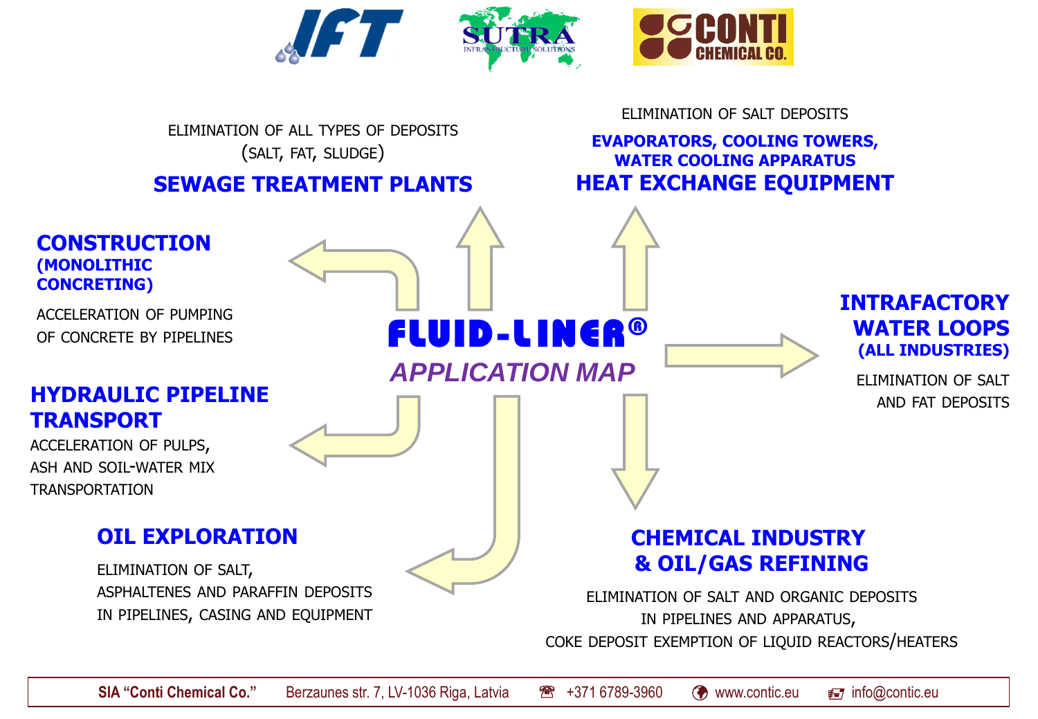IFT · SUTRA INFRASTRUCTURE SOLUTIONS · CONTI CHEMICAL CO.

# FLUID-LINER®

## *APPLICATION MAP*

### SEWAGE TREATMENT PLANTS

ELIMINATION OF ALL TYPES OF DEPOSITS (SALT, FAT, SLUDGE)

### HEAT EXCHANGE EQUIPMENT

**EVAPORATORS, COOLING TOWERS, WATER COOLING APPARATUS**

ELIMINATION OF SALT DEPOSITS

### CONSTRUCTION (MONOLITHIC CONCRETING)

ACCELERATION OF PUMPING OF CONCRETE BY PIPELINES

### INTRAFACTORY WATER LOOPS (ALL INDUSTRIES)

ELIMINATION OF SALT AND FAT DEPOSITS

### HYDRAULIC PIPELINE TRANSPORT

ACCELERATION OF PULPS, ASH AND SOIL-WATER MIX TRANSPORTATION

### OIL EXPLORATION

ELIMINATION OF SALT, ASPHALTENES AND PARAFFIN DEPOSITS IN PIPELINES, CASING AND EQUIPMENT

### CHEMICAL INDUSTRY & OIL/GAS REFINING

ELIMINATION OF SALT AND ORGANIC DEPOSITS IN PIPELINES AND APPARATUS, COKE DEPOSIT EXEMPTION OF LIQUID REACTORS/HEATERS

---

**SIA "Conti Chemical Co."** Berzaunes str. 7, LV-1036 Riga, Latvia ☎ +371 6789-3960 www.contic.eu info@contic.eu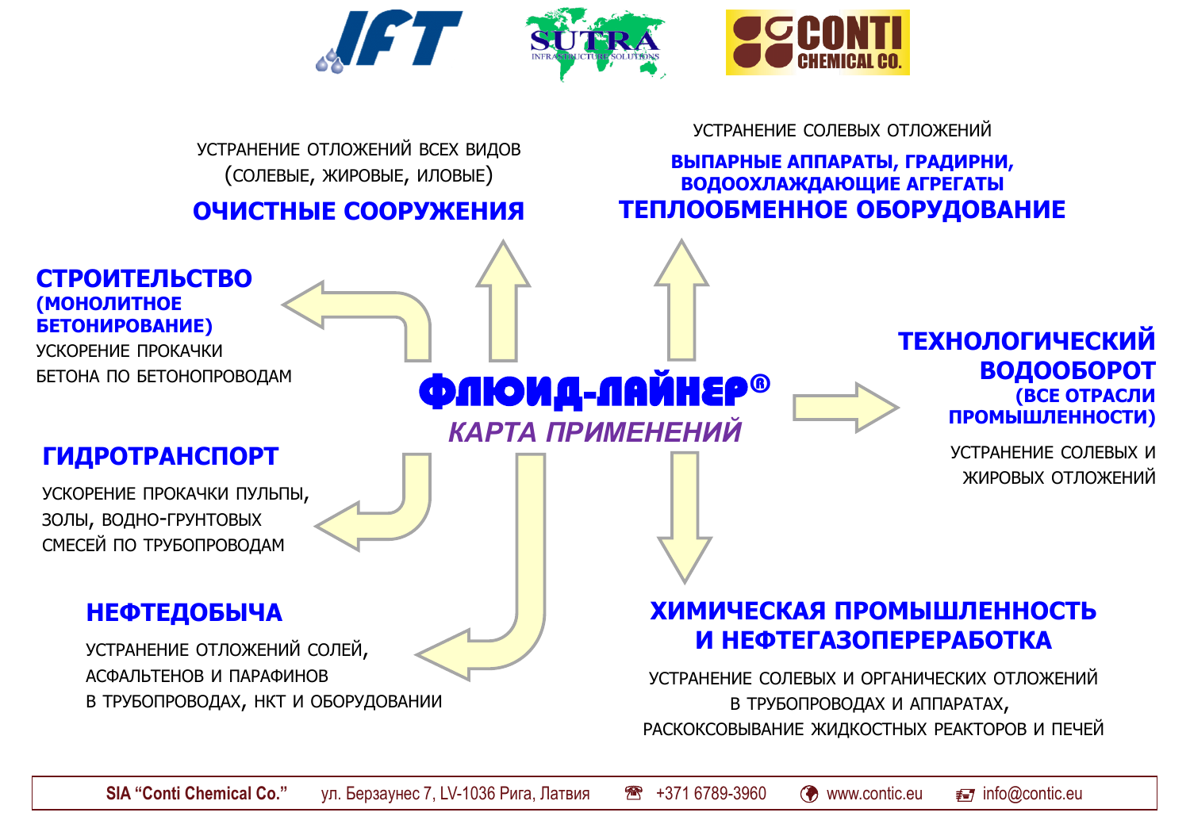IFT · SUTRA INFRASTRUCTURE SOLUTIONS · CONTI CHEMICAL CO.

# ФЛЮИД-ЛАЙНЕР®

*КАРТА ПРИМЕНЕНИЙ*

## ОЧИСТНЫЕ СООРУЖЕНИЯ

УСТРАНЕНИЕ ОТЛОЖЕНИЙ ВСЕХ ВИДОВ (СОЛЕВЫЕ, ЖИРОВЫЕ, ИЛОВЫЕ)

## ТЕПЛООБМЕННОЕ ОБОРУДОВАНИЕ

**ВЫПАРНЫЕ АППАРАТЫ, ГРАДИРНИ, ВОДООХЛАЖДАЮЩИЕ АГРЕГАТЫ**

УСТРАНЕНИЕ СОЛЕВЫХ ОТЛОЖЕНИЙ

## СТРОИТЕЛЬСТВО

**(МОНОЛИТНОЕ БЕТОНИРОВАНИЕ)**

УСКОРЕНИЕ ПРОКАЧКИ БЕТОНА ПО БЕТОНОПРОВОДАМ

## ТЕХНОЛОГИЧЕСКИЙ ВОДООБОРОТ

**(ВСЕ ОТРАСЛИ ПРОМЫШЛЕННОСТИ)**

УСТРАНЕНИЕ СОЛЕВЫХ И ЖИРОВЫХ ОТЛОЖЕНИЙ

## ГИДРОТРАНСПОРТ

УСКОРЕНИЕ ПРОКАЧКИ ПУЛЬПЫ, ЗОЛЫ, ВОДНО-ГРУНТОВЫХ СМЕСЕЙ ПО ТРУБОПРОВОДАМ

## НЕФТЕДОБЫЧА

УСТРАНЕНИЕ ОТЛОЖЕНИЙ СОЛЕЙ, АСФАЛЬТЕНОВ И ПАРАФИНОВ В ТРУБОПРОВОДАХ, НКТ И ОБОРУДОВАНИИ

## ХИМИЧЕСКАЯ ПРОМЫШЛЕННОСТЬ И НЕФТЕГАЗОПЕРЕРАБОТКА

УСТРАНЕНИЕ СОЛЕВЫХ И ОРГАНИЧЕСКИХ ОТЛОЖЕНИЙ В ТРУБОПРОВОДАХ И АППАРАТАХ, РАСКОКСОВЫВАНИЕ ЖИДКОСТНЫХ РЕАКТОРОВ И ПЕЧЕЙ

---

**SIA "Conti Chemical Co."** ул. Берзаунес 7, LV-1036 Рига, Латвия ☎ +371 6789-3960 www.contic.eu info@contic.eu